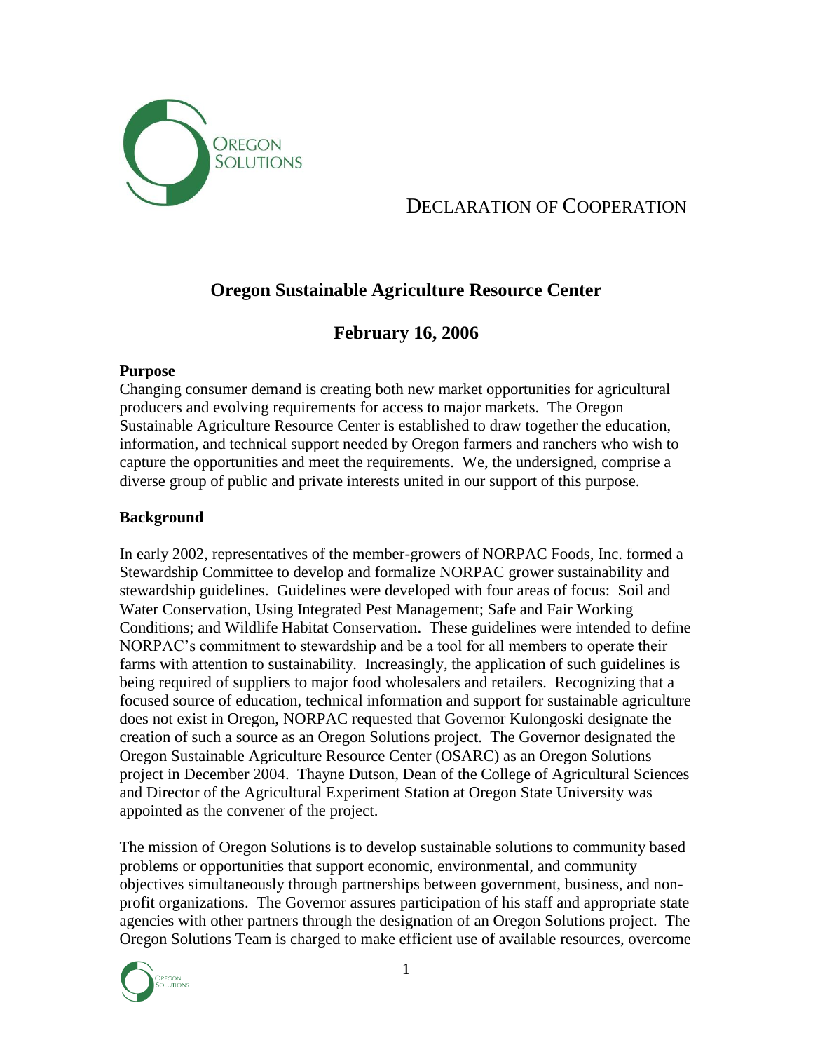OREGON SOLUTIONS

# DECLARATION OF COOPERATION

## Oregon Sustainable Agriculture Resource Center

## February 16, 2006

**Purpose**

Changing consumer demand is creating both new market opportunities for agricultural producers and evolving requirements for access to major markets. The Oregon Sustainable Agriculture Resource Center is established to draw together the education, information, and technical support needed by Oregon farmers and ranchers who wish to capture the opportunities and meet the requirements. We, the undersigned, comprise a diverse group of public and private interests united in our support of this purpose.

**Background**

In early 2002, representatives of the member-growers of NORPAC Foods, Inc. formed a Stewardship Committee to develop and formalize NORPAC grower sustainability and stewardship guidelines. Guidelines were developed with four areas of focus: Soil and Water Conservation, Using Integrated Pest Management; Safe and Fair Working Conditions; and Wildlife Habitat Conservation. These guidelines were intended to define NORPAC's commitment to stewardship and be a tool for all members to operate their farms with attention to sustainability. Increasingly, the application of such guidelines is being required of suppliers to major food wholesalers and retailers. Recognizing that a focused source of education, technical information and support for sustainable agriculture does not exist in Oregon, NORPAC requested that Governor Kulongoski designate the creation of such a source as an Oregon Solutions project. The Governor designated the Oregon Sustainable Agriculture Resource Center (OSARC) as an Oregon Solutions project in December 2004. Thayne Dutson, Dean of the College of Agricultural Sciences and Director of the Agricultural Experiment Station at Oregon State University was appointed as the convener of the project.

The mission of Oregon Solutions is to develop sustainable solutions to community based problems or opportunities that support economic, environmental, and community objectives simultaneously through partnerships between government, business, and non-profit organizations. The Governor assures participation of his staff and appropriate state agencies with other partners through the designation of an Oregon Solutions project. The Oregon Solutions Team is charged to make efficient use of available resources, overcome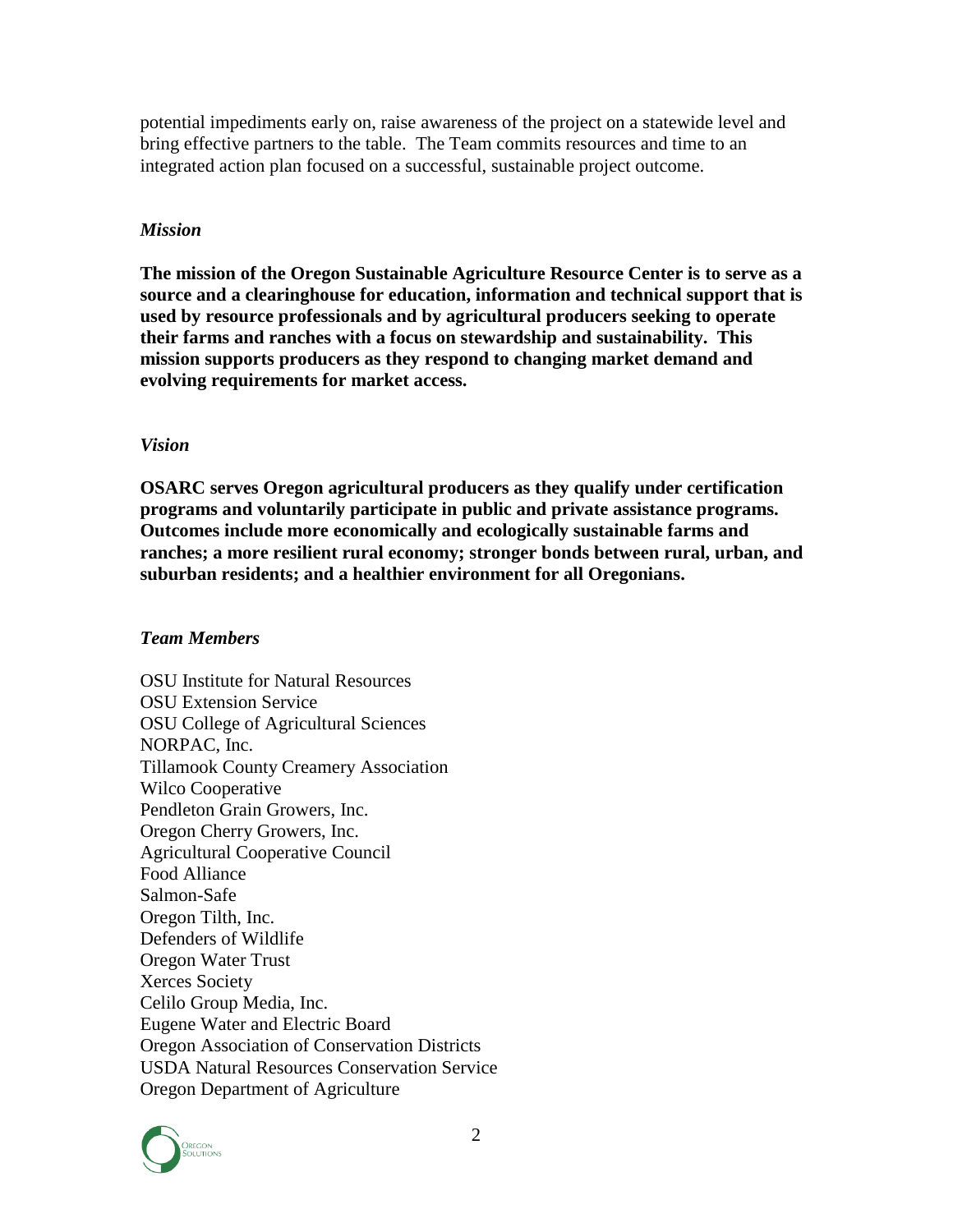potential impediments early on, raise awareness of the project on a statewide level and bring effective partners to the table. The Team commits resources and time to an integrated action plan focused on a successful, sustainable project outcome.

### *Mission*

**The mission of the Oregon Sustainable Agriculture Resource Center is to serve as a source and a clearinghouse for education, information and technical support that is used by resource professionals and by agricultural producers seeking to operate their farms and ranches with a focus on stewardship and sustainability. This mission supports producers as they respond to changing market demand and evolving requirements for market access.**

### *Vision*

**OSARC serves Oregon agricultural producers as they qualify under certification programs and voluntarily participate in public and private assistance programs. Outcomes include more economically and ecologically sustainable farms and ranches; a more resilient rural economy; stronger bonds between rural, urban, and suburban residents; and a healthier environment for all Oregonians.**

### *Team Members*

OSU Institute for Natural Resources
OSU Extension Service
OSU College of Agricultural Sciences
NORPAC, Inc.
Tillamook County Creamery Association
Wilco Cooperative
Pendleton Grain Growers, Inc.
Oregon Cherry Growers, Inc.
Agricultural Cooperative Council
Food Alliance
Salmon-Safe
Oregon Tilth, Inc.
Defenders of Wildlife
Oregon Water Trust
Xerces Society
Celilo Group Media, Inc.
Eugene Water and Electric Board
Oregon Association of Conservation Districts
USDA Natural Resources Conservation Service
Oregon Department of Agriculture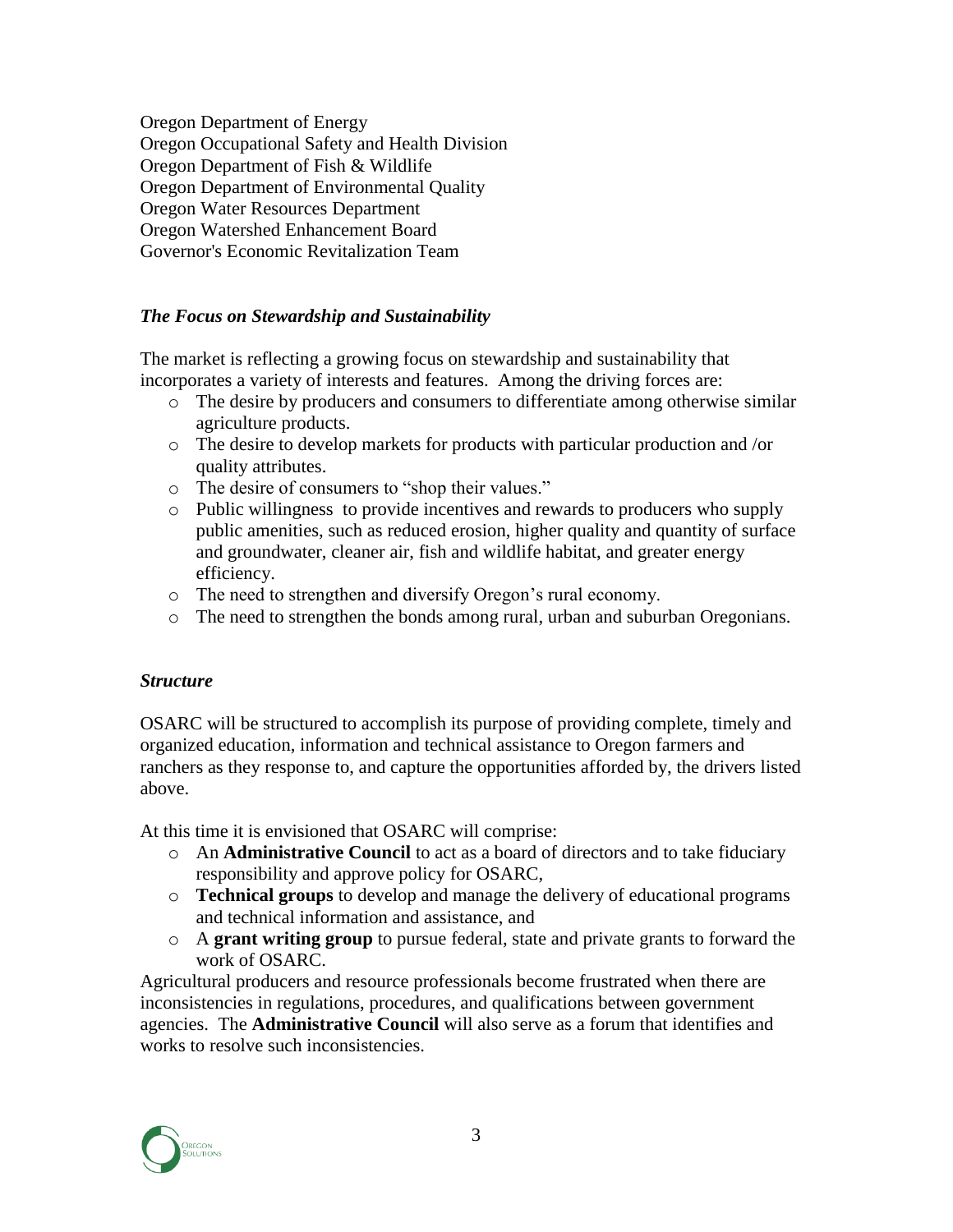Oregon Department of Energy
Oregon Occupational Safety and Health Division
Oregon Department of Fish & Wildlife
Oregon Department of Environmental Quality
Oregon Water Resources Department
Oregon Watershed Enhancement Board
Governor's Economic Revitalization Team

### *The Focus on Stewardship and Sustainability*

The market is reflecting a growing focus on stewardship and sustainability that incorporates a variety of interests and features. Among the driving forces are:

- The desire by producers and consumers to differentiate among otherwise similar agriculture products.
- The desire to develop markets for products with particular production and /or quality attributes.
- The desire of consumers to "shop their values."
- Public willingness to provide incentives and rewards to producers who supply public amenities, such as reduced erosion, higher quality and quantity of surface and groundwater, cleaner air, fish and wildlife habitat, and greater energy efficiency.
- The need to strengthen and diversify Oregon's rural economy.
- The need to strengthen the bonds among rural, urban and suburban Oregonians.

### *Structure*

OSARC will be structured to accomplish its purpose of providing complete, timely and organized education, information and technical assistance to Oregon farmers and ranchers as they response to, and capture the opportunities afforded by, the drivers listed above.

At this time it is envisioned that OSARC will comprise:

- An **Administrative Council** to act as a board of directors and to take fiduciary responsibility and approve policy for OSARC,
- **Technical groups** to develop and manage the delivery of educational programs and technical information and assistance, and
- A **grant writing group** to pursue federal, state and private grants to forward the work of OSARC.

Agricultural producers and resource professionals become frustrated when there are inconsistencies in regulations, procedures, and qualifications between government agencies. The **Administrative Council** will also serve as a forum that identifies and works to resolve such inconsistencies.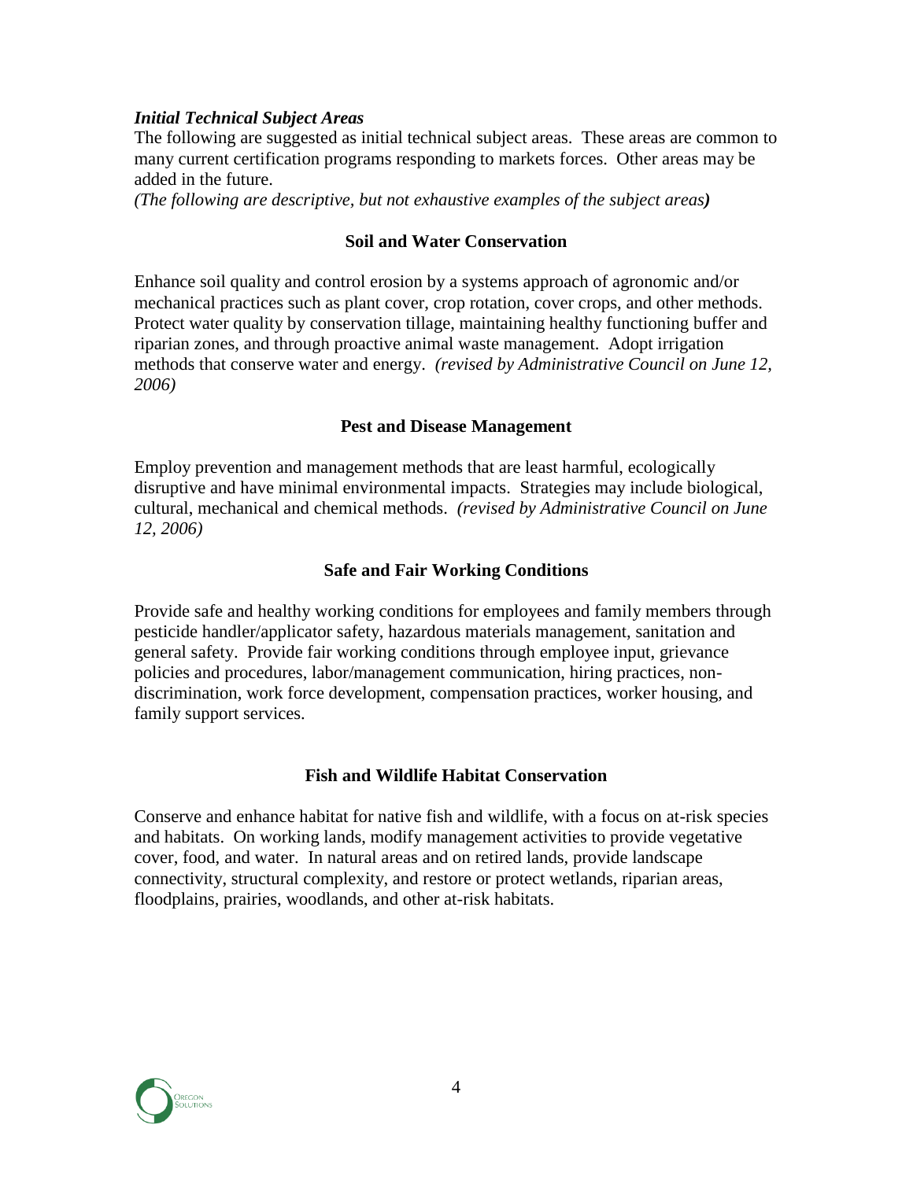***Initial Technical Subject Areas***

The following are suggested as initial technical subject areas. These areas are common to many current certification programs responding to markets forces. Other areas may be added in the future.

*(The following are descriptive, but not exhaustive examples of the subject areas)*

### Soil and Water Conservation

Enhance soil quality and control erosion by a systems approach of agronomic and/or mechanical practices such as plant cover, crop rotation, cover crops, and other methods. Protect water quality by conservation tillage, maintaining healthy functioning buffer and riparian zones, and through proactive animal waste management. Adopt irrigation methods that conserve water and energy. *(revised by Administrative Council on June 12, 2006)*

### Pest and Disease Management

Employ prevention and management methods that are least harmful, ecologically disruptive and have minimal environmental impacts. Strategies may include biological, cultural, mechanical and chemical methods. *(revised by Administrative Council on June 12, 2006)*

### Safe and Fair Working Conditions

Provide safe and healthy working conditions for employees and family members through pesticide handler/applicator safety, hazardous materials management, sanitation and general safety. Provide fair working conditions through employee input, grievance policies and procedures, labor/management communication, hiring practices, non-discrimination, work force development, compensation practices, worker housing, and family support services.

### Fish and Wildlife Habitat Conservation

Conserve and enhance habitat for native fish and wildlife, with a focus on at-risk species and habitats. On working lands, modify management activities to provide vegetative cover, food, and water. In natural areas and on retired lands, provide landscape connectivity, structural complexity, and restore or protect wetlands, riparian areas, floodplains, prairies, woodlands, and other at-risk habitats.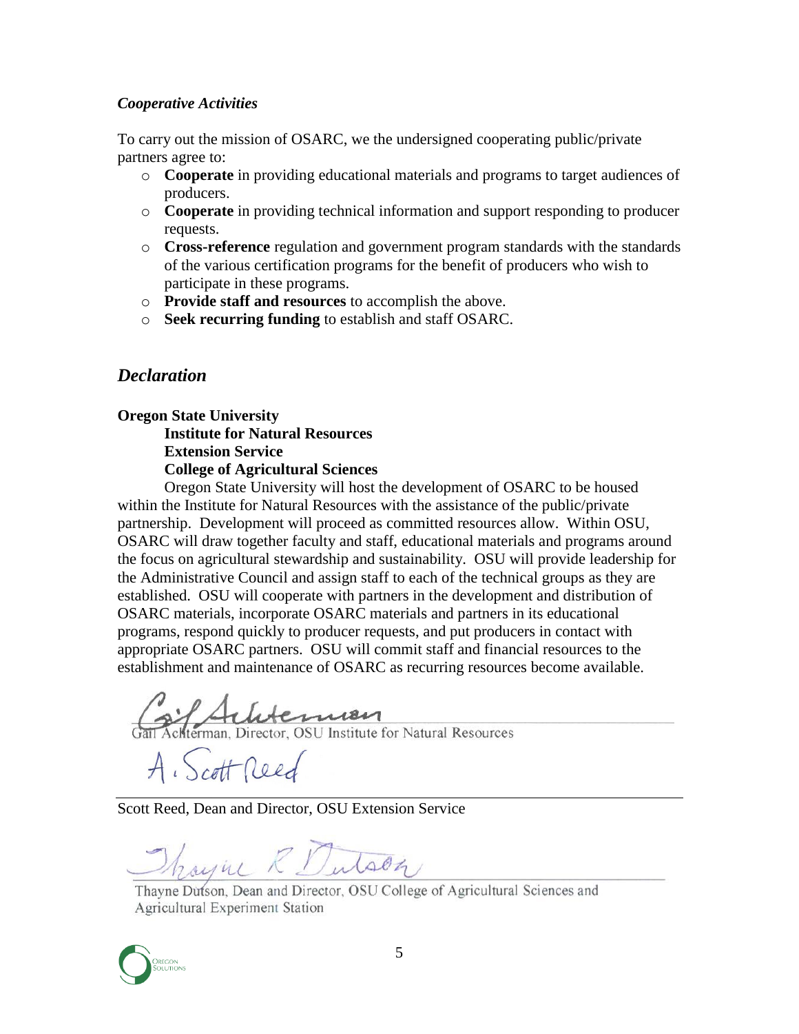### *Cooperative Activities*

To carry out the mission of OSARC, we the undersigned cooperating public/private partners agree to:

- **Cooperate** in providing educational materials and programs to target audiences of producers.
- **Cooperate** in providing technical information and support responding to producer requests.
- **Cross-reference** regulation and government program standards with the standards of the various certification programs for the benefit of producers who wish to participate in these programs.
- **Provide staff and resources** to accomplish the above.
- **Seek recurring funding** to establish and staff OSARC.

## *Declaration*

**Oregon State University**
**Institute for Natural Resources**
**Extension Service**
**College of Agricultural Sciences**

Oregon State University will host the development of OSARC to be housed within the Institute for Natural Resources with the assistance of the public/private partnership. Development will proceed as committed resources allow. Within OSU, OSARC will draw together faculty and staff, educational materials and programs around the focus on agricultural stewardship and sustainability. OSU will provide leadership for the Administrative Council and assign staff to each of the technical groups as they are established. OSU will cooperate with partners in the development and distribution of OSARC materials, incorporate OSARC materials and partners in its educational programs, respond quickly to producer requests, and put producers in contact with appropriate OSARC partners. OSU will commit staff and financial resources to the establishment and maintenance of OSARC as recurring resources become available.

Gail Achterman, Director, OSU Institute for Natural Resources

Scott Reed, Dean and Director, OSU Extension Service

Thayne Dutson, Dean and Director, OSU College of Agricultural Sciences and Agricultural Experiment Station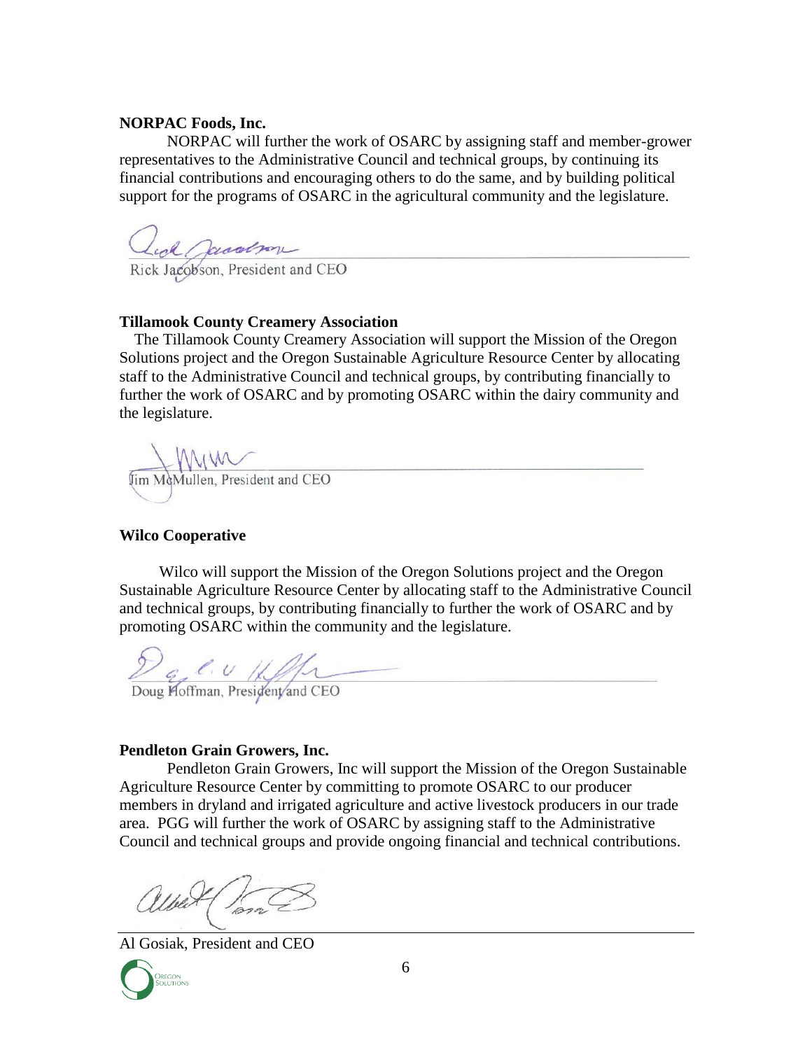**NORPAC Foods, Inc.**

NORPAC will further the work of OSARC by assigning staff and member-grower representatives to the Administrative Council and technical groups, by continuing its financial contributions and encouraging others to do the same, and by building political support for the programs of OSARC in the agricultural community and the legislature.

Rick Jacobson, President and CEO

**Tillamook County Creamery Association**

The Tillamook County Creamery Association will support the Mission of the Oregon Solutions project and the Oregon Sustainable Agriculture Resource Center by allocating staff to the Administrative Council and technical groups, by contributing financially to further the work of OSARC and by promoting OSARC within the dairy community and the legislature.

Jim McMullen, President and CEO

**Wilco Cooperative**

Wilco will support the Mission of the Oregon Solutions project and the Oregon Sustainable Agriculture Resource Center by allocating staff to the Administrative Council and technical groups, by contributing financially to further the work of OSARC and by promoting OSARC within the community and the legislature.

Doug Hoffman, President and CEO

**Pendleton Grain Growers, Inc.**

Pendleton Grain Growers, Inc will support the Mission of the Oregon Sustainable Agriculture Resource Center by committing to promote OSARC to our producer members in dryland and irrigated agriculture and active livestock producers in our trade area. PGG will further the work of OSARC by assigning staff to the Administrative Council and technical groups and provide ongoing financial and technical contributions.

Al Gosiak, President and CEO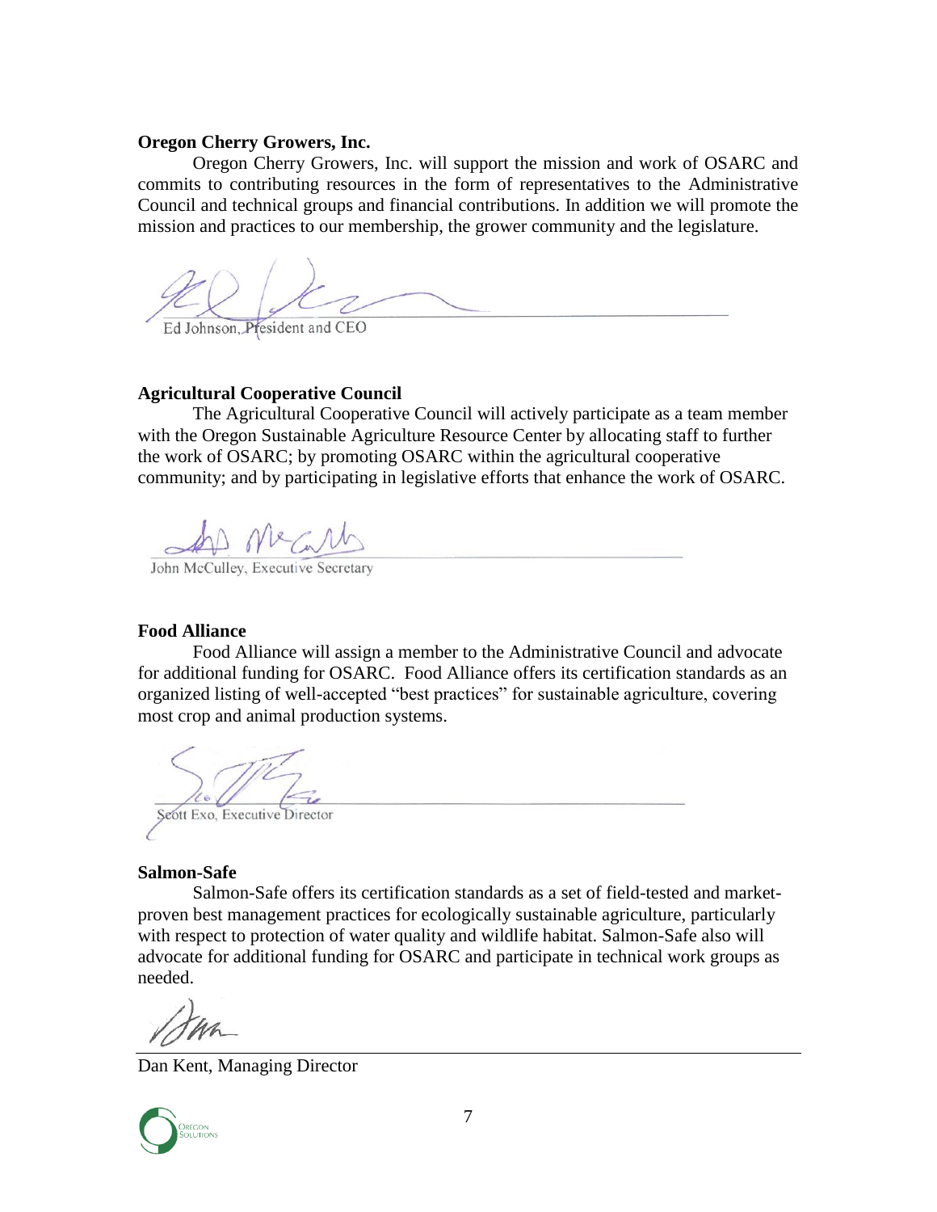**Oregon Cherry Growers, Inc.**

Oregon Cherry Growers, Inc. will support the mission and work of OSARC and commits to contributing resources in the form of representatives to the Administrative Council and technical groups and financial contributions. In addition we will promote the mission and practices to our membership, the grower community and the legislature.

Ed Johnson, President and CEO

**Agricultural Cooperative Council**

The Agricultural Cooperative Council will actively participate as a team member with the Oregon Sustainable Agriculture Resource Center by allocating staff to further the work of OSARC; by promoting OSARC within the agricultural cooperative community; and by participating in legislative efforts that enhance the work of OSARC.

John McCulley, Executive Secretary

**Food Alliance**

Food Alliance will assign a member to the Administrative Council and advocate for additional funding for OSARC. Food Alliance offers its certification standards as an organized listing of well-accepted "best practices" for sustainable agriculture, covering most crop and animal production systems.

Scott Exo, Executive Director

**Salmon-Safe**

Salmon-Safe offers its certification standards as a set of field-tested and market-proven best management practices for ecologically sustainable agriculture, particularly with respect to protection of water quality and wildlife habitat. Salmon-Safe also will advocate for additional funding for OSARC and participate in technical work groups as needed.

Dan Kent, Managing Director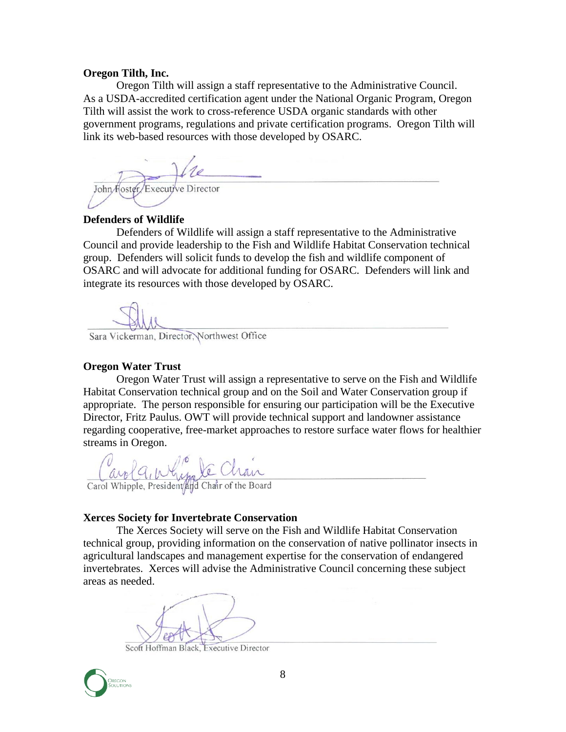**Oregon Tilth, Inc.**

Oregon Tilth will assign a staff representative to the Administrative Council. As a USDA-accredited certification agent under the National Organic Program, Oregon Tilth will assist the work to cross-reference USDA organic standards with other government programs, regulations and private certification programs. Oregon Tilth will link its web-based resources with those developed by OSARC.

John Foster, Executive Director

**Defenders of Wildlife**

Defenders of Wildlife will assign a staff representative to the Administrative Council and provide leadership to the Fish and Wildlife Habitat Conservation technical group. Defenders will solicit funds to develop the fish and wildlife component of OSARC and will advocate for additional funding for OSARC. Defenders will link and integrate its resources with those developed by OSARC.

Sara Vickerman, Director, Northwest Office

**Oregon Water Trust**

Oregon Water Trust will assign a representative to serve on the Fish and Wildlife Habitat Conservation technical group and on the Soil and Water Conservation group if appropriate. The person responsible for ensuring our participation will be the Executive Director, Fritz Paulus. OWT will provide technical support and landowner assistance regarding cooperative, free-market approaches to restore surface water flows for healthier streams in Oregon.

Carol Whipple, President and Chair of the Board

**Xerces Society for Invertebrate Conservation**

The Xerces Society will serve on the Fish and Wildlife Habitat Conservation technical group, providing information on the conservation of native pollinator insects in agricultural landscapes and management expertise for the conservation of endangered invertebrates. Xerces will advise the Administrative Council concerning these subject areas as needed.

Scott Hoffman Black, Executive Director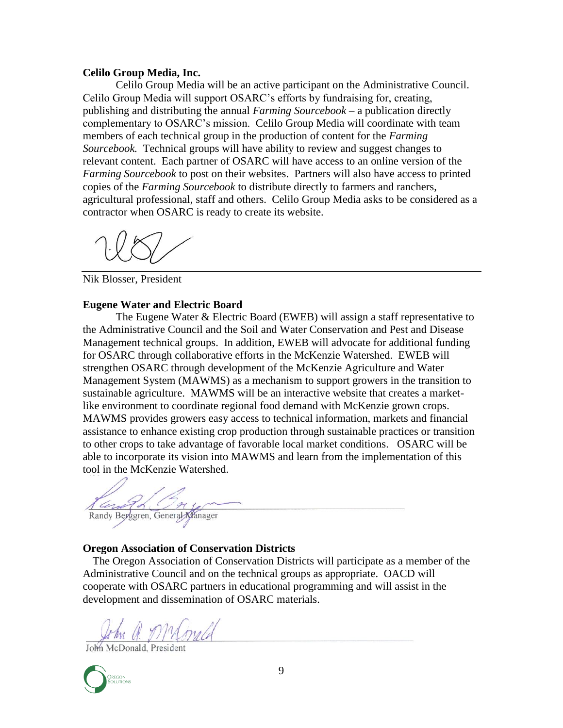**Celilo Group Media, Inc.**

Celilo Group Media will be an active participant on the Administrative Council. Celilo Group Media will support OSARC's efforts by fundraising for, creating, publishing and distributing the annual *Farming Sourcebook* – a publication directly complementary to OSARC's mission. Celilo Group Media will coordinate with team members of each technical group in the production of content for the *Farming Sourcebook.* Technical groups will have ability to review and suggest changes to relevant content. Each partner of OSARC will have access to an online version of the *Farming Sourcebook* to post on their websites. Partners will also have access to printed copies of the *Farming Sourcebook* to distribute directly to farmers and ranchers, agricultural professional, staff and others. Celilo Group Media asks to be considered as a contractor when OSARC is ready to create its website.

Nik Blosser, President

**Eugene Water and Electric Board**

The Eugene Water & Electric Board (EWEB) will assign a staff representative to the Administrative Council and the Soil and Water Conservation and Pest and Disease Management technical groups. In addition, EWEB will advocate for additional funding for OSARC through collaborative efforts in the McKenzie Watershed. EWEB will strengthen OSARC through development of the McKenzie Agriculture and Water Management System (MAWMS) as a mechanism to support growers in the transition to sustainable agriculture. MAWMS will be an interactive website that creates a market-like environment to coordinate regional food demand with McKenzie grown crops. MAWMS provides growers easy access to technical information, markets and financial assistance to enhance existing crop production through sustainable practices or transition to other crops to take advantage of favorable local market conditions. OSARC will be able to incorporate its vision into MAWMS and learn from the implementation of this tool in the McKenzie Watershed.

Randy Berggren, General Manager

**Oregon Association of Conservation Districts**

The Oregon Association of Conservation Districts will participate as a member of the Administrative Council and on the technical groups as appropriate. OACD will cooperate with OSARC partners in educational programming and will assist in the development and dissemination of OSARC materials.

John McDonald, President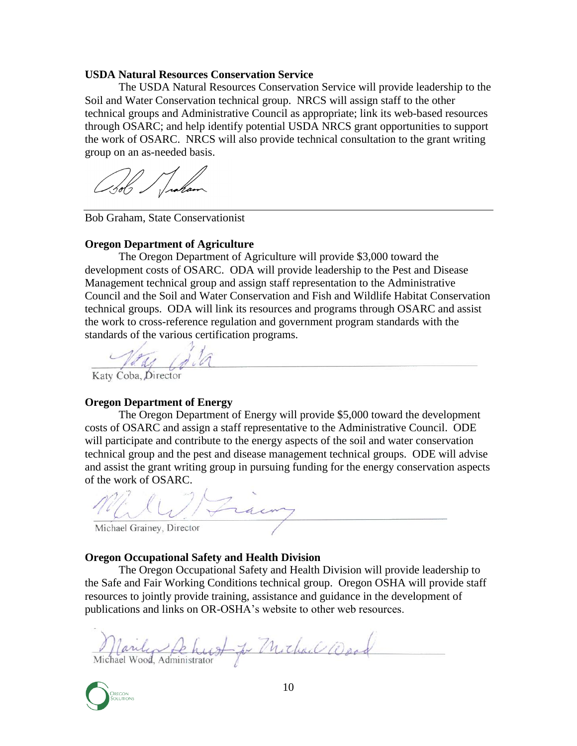**USDA Natural Resources Conservation Service**

The USDA Natural Resources Conservation Service will provide leadership to the Soil and Water Conservation technical group. NRCS will assign staff to the other technical groups and Administrative Council as appropriate; link its web-based resources through OSARC; and help identify potential USDA NRCS grant opportunities to support the work of OSARC. NRCS will also provide technical consultation to the grant writing group on an as-needed basis.

Bob Graham, State Conservationist

**Oregon Department of Agriculture**

The Oregon Department of Agriculture will provide $3,000 toward the development costs of OSARC. ODA will provide leadership to the Pest and Disease Management technical group and assign staff representation to the Administrative Council and the Soil and Water Conservation and Fish and Wildlife Habitat Conservation technical groups. ODA will link its resources and programs through OSARC and assist the work to cross-reference regulation and government program standards with the standards of the various certification programs.

Katy Coba, Director

**Oregon Department of Energy**

The Oregon Department of Energy will provide $5,000 toward the development costs of OSARC and assign a staff representative to the Administrative Council. ODE will participate and contribute to the energy aspects of the soil and water conservation technical group and the pest and disease management technical groups. ODE will advise and assist the grant writing group in pursuing funding for the energy conservation aspects of the work of OSARC.

Michael Grainey, Director

**Oregon Occupational Safety and Health Division**

The Oregon Occupational Safety and Health Division will provide leadership to the Safe and Fair Working Conditions technical group. Oregon OSHA will provide staff resources to jointly provide training, assistance and guidance in the development of publications and links on OR-OSHA's website to other web resources.

Michael Wood, Administrator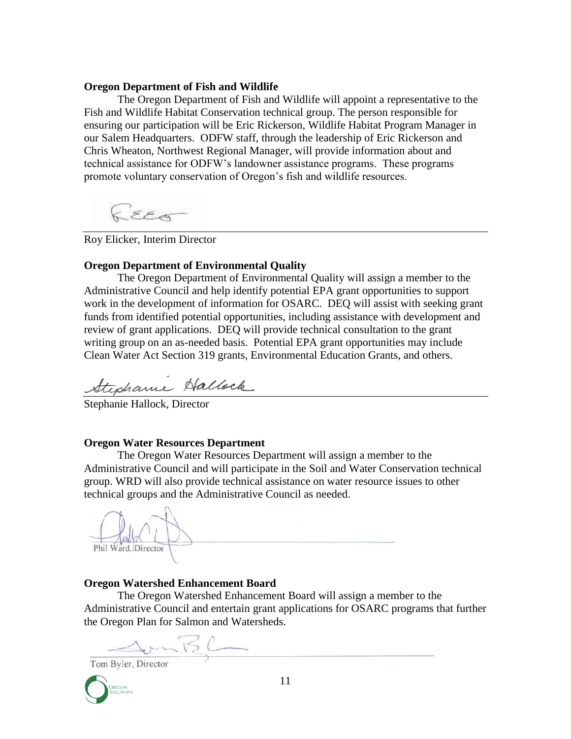**Oregon Department of Fish and Wildlife**

The Oregon Department of Fish and Wildlife will appoint a representative to the Fish and Wildlife Habitat Conservation technical group. The person responsible for ensuring our participation will be Eric Rickerson, Wildlife Habitat Program Manager in our Salem Headquarters. ODFW staff, through the leadership of Eric Rickerson and Chris Wheaton, Northwest Regional Manager, will provide information about and technical assistance for ODFW's landowner assistance programs. These programs promote voluntary conservation of Oregon's fish and wildlife resources.

Roy Elicker, Interim Director

**Oregon Department of Environmental Quality**

The Oregon Department of Environmental Quality will assign a member to the Administrative Council and help identify potential EPA grant opportunities to support work in the development of information for OSARC. DEQ will assist with seeking grant funds from identified potential opportunities, including assistance with development and review of grant applications. DEQ will provide technical consultation to the grant writing group on an as-needed basis. Potential EPA grant opportunities may include Clean Water Act Section 319 grants, Environmental Education Grants, and others.

Stephanie Hallock, Director

**Oregon Water Resources Department**

The Oregon Water Resources Department will assign a member to the Administrative Council and will participate in the Soil and Water Conservation technical group. WRD will also provide technical assistance on water resource issues to other technical groups and the Administrative Council as needed.

Phil Ward, Director

**Oregon Watershed Enhancement Board**

The Oregon Watershed Enhancement Board will assign a member to the Administrative Council and entertain grant applications for OSARC programs that further the Oregon Plan for Salmon and Watersheds.

Tom Byler, Director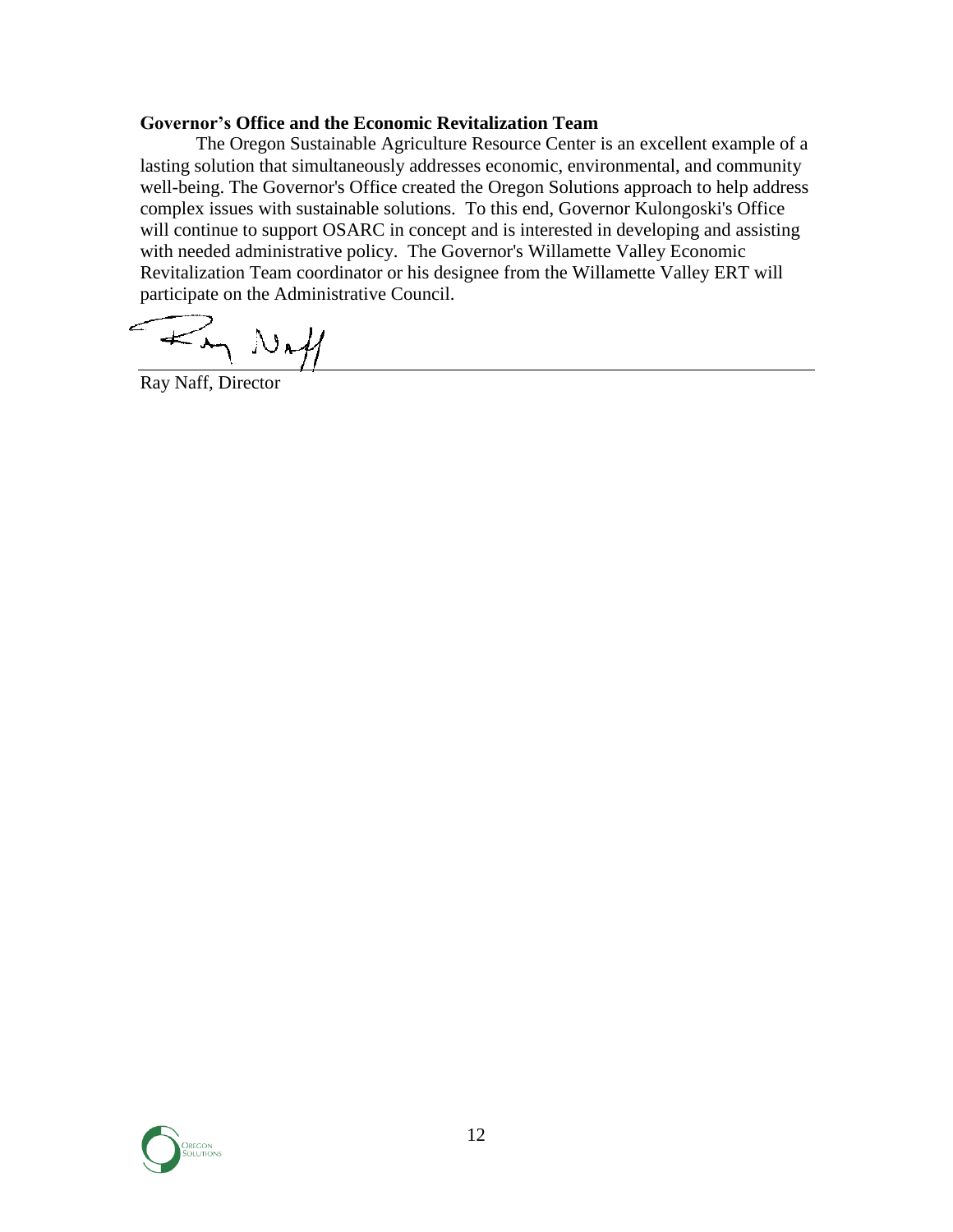**Governor's Office and the Economic Revitalization Team**

The Oregon Sustainable Agriculture Resource Center is an excellent example of a lasting solution that simultaneously addresses economic, environmental, and community well-being. The Governor's Office created the Oregon Solutions approach to help address complex issues with sustainable solutions. To this end, Governor Kulongoski's Office will continue to support OSARC in concept and is interested in developing and assisting with needed administrative policy. The Governor's Willamette Valley Economic Revitalization Team coordinator or his designee from the Willamette Valley ERT will participate on the Administrative Council.

Ray Naff, Director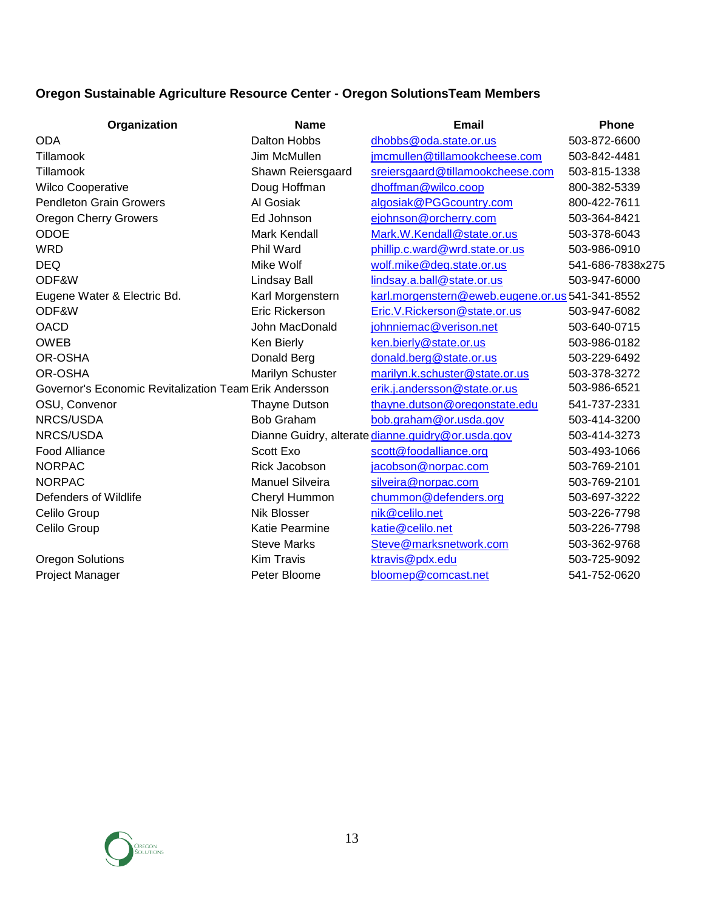**Oregon Sustainable Agriculture Resource Center - Oregon SolutionsTeam Members**

| Organization | Name | Email | Phone |
|---|---|---|---|
| ODA | Dalton Hobbs | dhobbs@oda.state.or.us | 503-872-6600 |
| Tillamook | Jim McMullen | jmcmullen@tillamookcheese.com | 503-842-4481 |
| Tillamook | Shawn Reiersgaard | sreiersgaard@tillamookcheese.com | 503-815-1338 |
| Wilco Cooperative | Doug Hoffman | dhoffman@wilco.coop | 800-382-5339 |
| Pendleton Grain Growers | Al Gosiak | algosiak@PGGcountry.com | 800-422-7611 |
| Oregon Cherry Growers | Ed Johnson | ejohnson@orcherry.com | 503-364-8421 |
| ODOE | Mark Kendall | Mark.W.Kendall@state.or.us | 503-378-6043 |
| WRD | Phil Ward | phillip.c.ward@wrd.state.or.us | 503-986-0910 |
| DEQ | Mike Wolf | wolf.mike@deq.state.or.us | 541-686-7838x275 |
| ODF&W | Lindsay Ball | lindsay.a.ball@state.or.us | 503-947-6000 |
| Eugene Water & Electric Bd. | Karl Morgenstern | karl.morgenstern@eweb.eugene.or.us | 541-341-8552 |
| ODF&W | Eric Rickerson | Eric.V.Rickerson@state.or.us | 503-947-6082 |
| OACD | John MacDonald | johnniemac@verison.net | 503-640-0715 |
| OWEB | Ken Bierly | ken.bierly@state.or.us | 503-986-0182 |
| OR-OSHA | Donald Berg | donald.berg@state.or.us | 503-229-6492 |
| OR-OSHA | Marilyn Schuster | marilyn.k.schuster@state.or.us | 503-378-3272 |
| Governor's Economic Revitalization Team | Erik Andersson | erik.j.andersson@state.or.us | 503-986-6521 |
| OSU, Convenor | Thayne Dutson | thayne.dutson@oregonstate.edu | 541-737-2331 |
| NRCS/USDA | Bob Graham | bob.graham@or.usda.gov | 503-414-3200 |
| NRCS/USDA | Dianne Guidry, alterate | dianne.guidry@or.usda.gov | 503-414-3273 |
| Food Alliance | Scott Exo | scott@foodalliance.org | 503-493-1066 |
| NORPAC | Rick Jacobson | jacobson@norpac.com | 503-769-2101 |
| NORPAC | Manuel Silveira | silveira@norpac.com | 503-769-2101 |
| Defenders of Wildlife | Cheryl Hummon | chummon@defenders.org | 503-697-3222 |
| Celilo Group | Nik Blosser | nik@celilo.net | 503-226-7798 |
| Celilo Group | Katie Pearmine | katie@celilo.net | 503-226-7798 |
| | Steve Marks | Steve@marksnetwork.com | 503-362-9768 |
| Oregon Solutions | Kim Travis | ktravis@pdx.edu | 503-725-9092 |
| Project Manager | Peter Bloome | bloomep@comcast.net | 541-752-0620 |